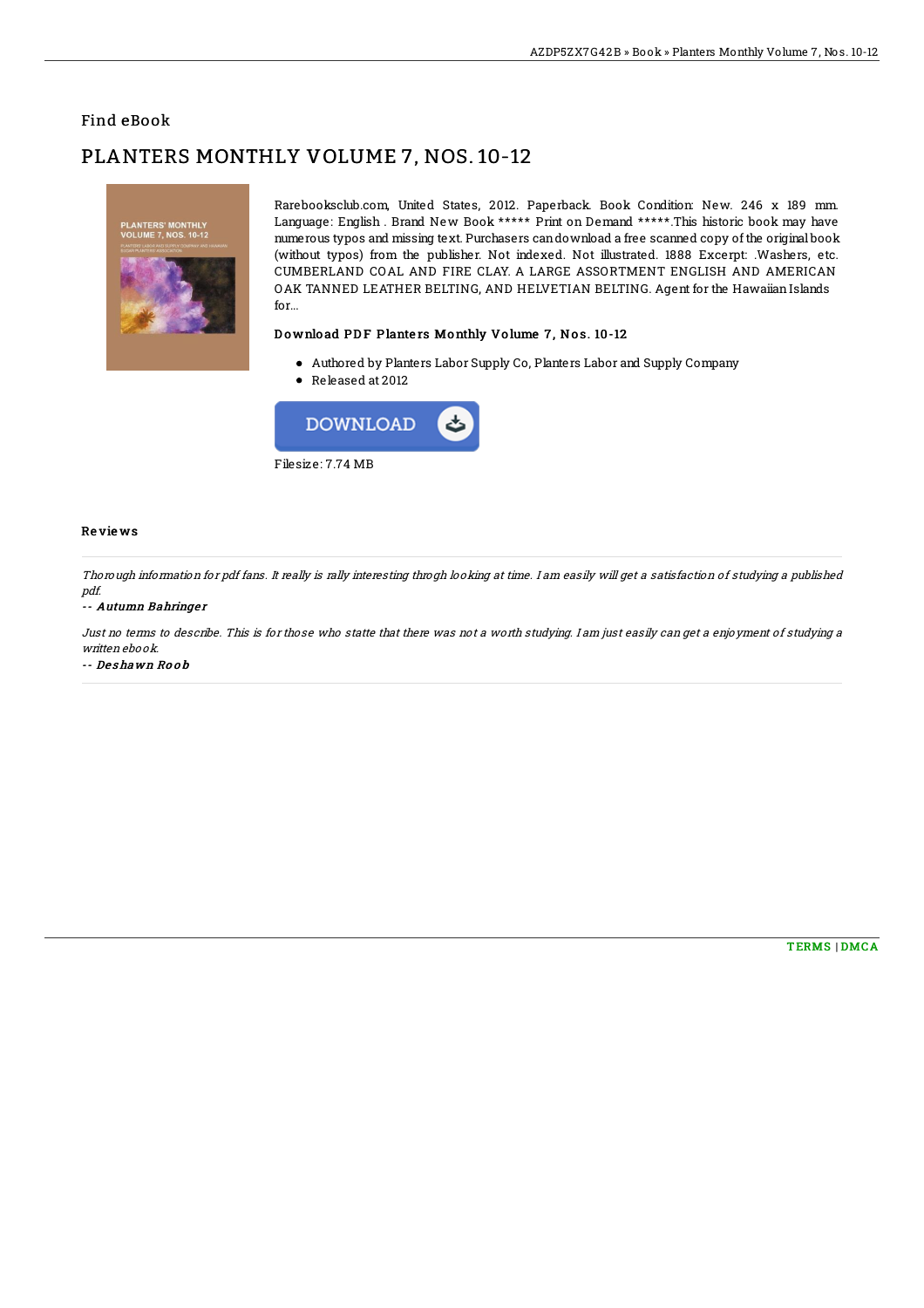## Find eBook

# PLANTERS MONTHLY VOLUME 7, NOS. 10-12

Rarebooksclub.com, United States, 2012. Paperback. Book Condition: New. 246 x 189 mm. Language: English . Brand New Book ***** Print on Demand *****.This historic book may have numerous typos and missing text. Purchasers can download a free scanned copy of the original book (without typos) from the publisher. Not indexed. Not illustrated. 1888 Excerpt: .Washers, etc. CUMBERLAND COAL AND FIRE CLAY. A LARGE ASSORTMENT ENGLISH AND AMERICAN OAK TANNED LEATHER BELTING, AND HELVETIAN BELTING. Agent for the Hawaiian Islands for...

### Download PDF Planters Monthly Volume 7, Nos. 10-12

- Authored by Planters Labor Supply Co, Planters Labor and Supply Company
- Released at 2012

DOWNLOAD

Filesize: 7.74 MB

### Reviews

*Thorough information for pdf fans. It really is rally interesting throgh looking at time. I am easily will get a satisfaction of studying a published pdf.*

-- ***Autumn Bahringer***

*Just no terms to describe. This is for those who statte that there was not a worth studying. I am just easily can get a enjoyment of studying a written ebook.*

-- ***Deshawn Roob***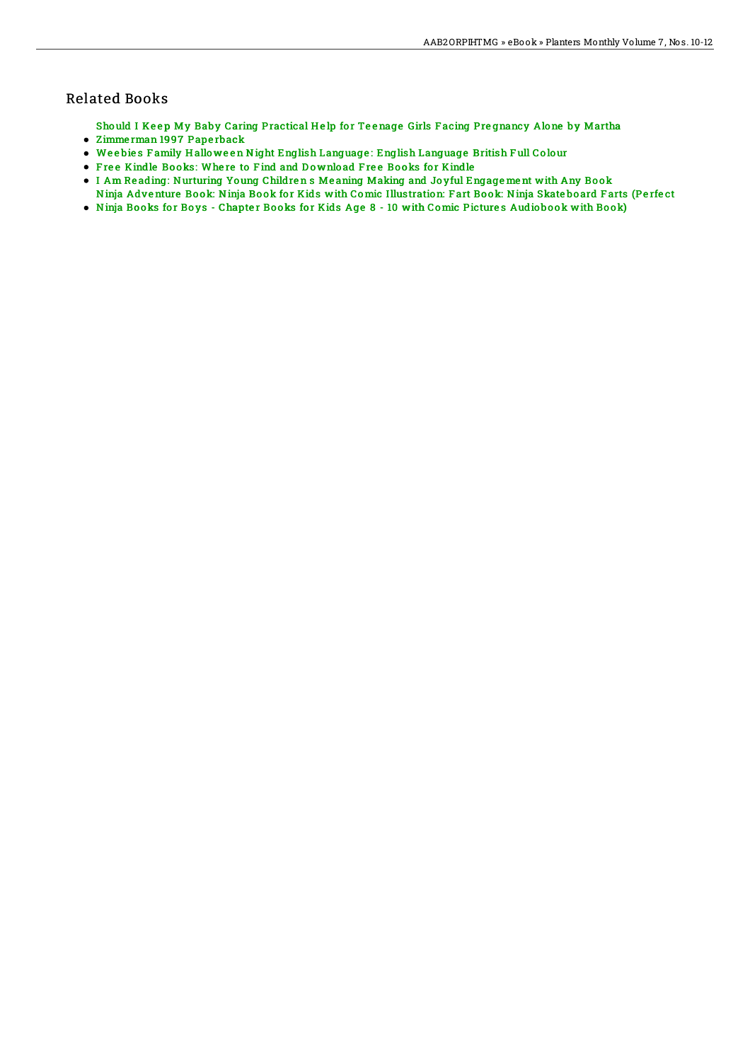## Related Books

- Should I Keep My Baby Caring Practical Help for Teenage Girls Facing Pregnancy Alone by Martha Zimmerman 1997 Paperback
- Weebies Family Halloween Night English Language: English Language British Full Colour
- Free Kindle Books: Where to Find and Download Free Books for Kindle
- I Am Reading: Nurturing Young Children s Meaning Making and Joyful Engagement with Any Book
- Ninja Adventure Book: Ninja Book for Kids with Comic Illustration: Fart Book: Ninja Skateboard Farts (Perfect Ninja Books for Boys - Chapter Books for Kids Age 8 - 10 with Comic Pictures Audiobook with Book)